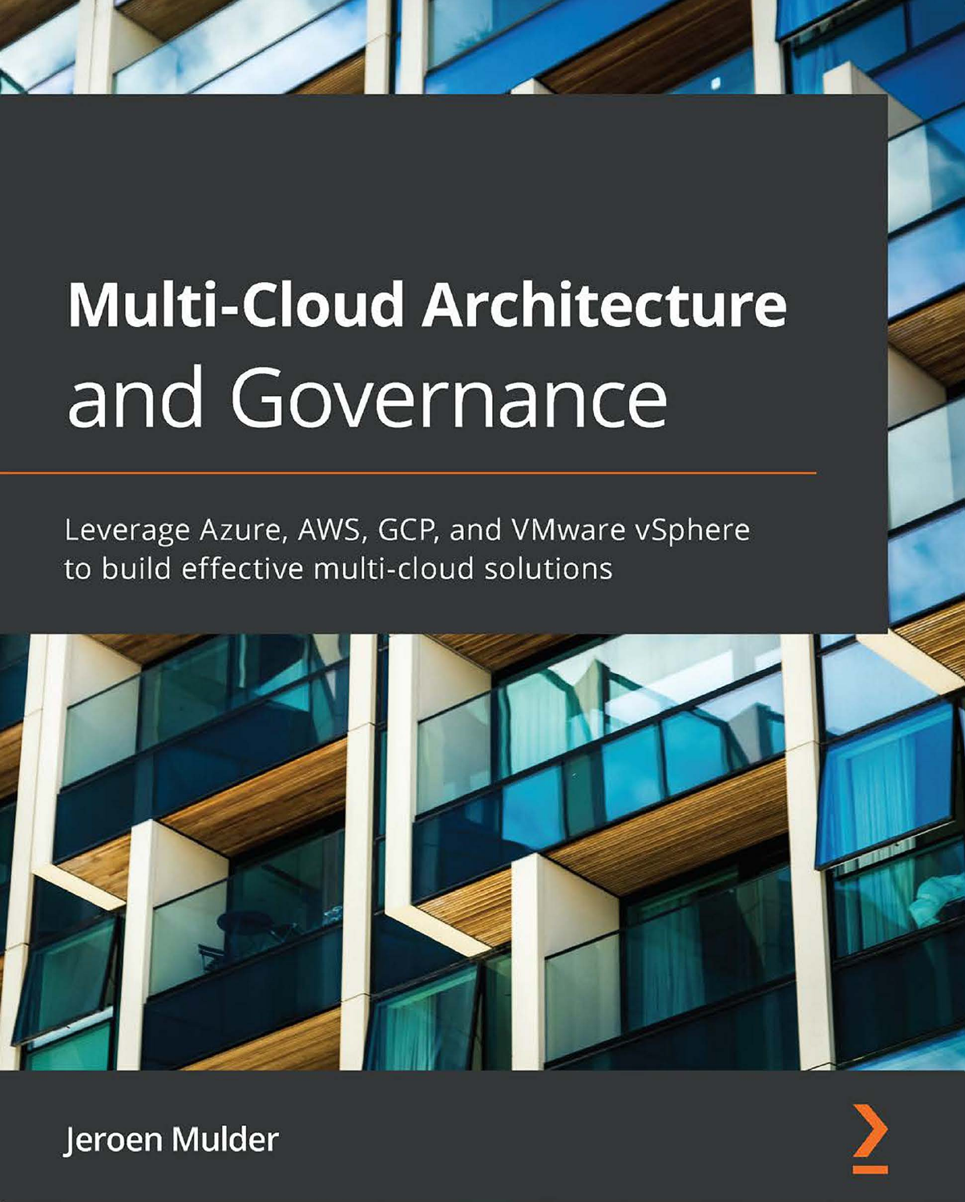# Multi-Cloud Architecture and Governance

Leverage Azure, AWS, GCP, and VMware vSphere to build effective multi-cloud solutions

Jeroen Mulder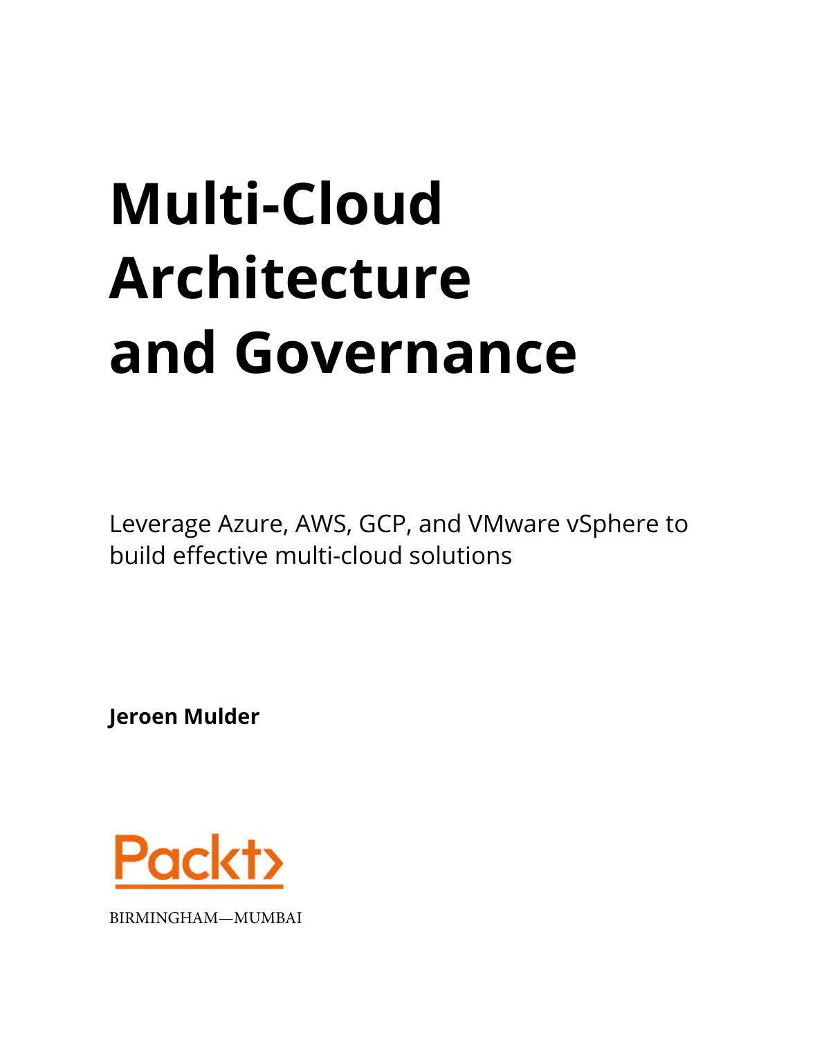# Multi-Cloud Architecture and Governance

Leverage Azure, AWS, GCP, and VMware vSphere to build effective multi-cloud solutions

**Jeroen Mulder**

Packt

BIRMINGHAM—MUMBAI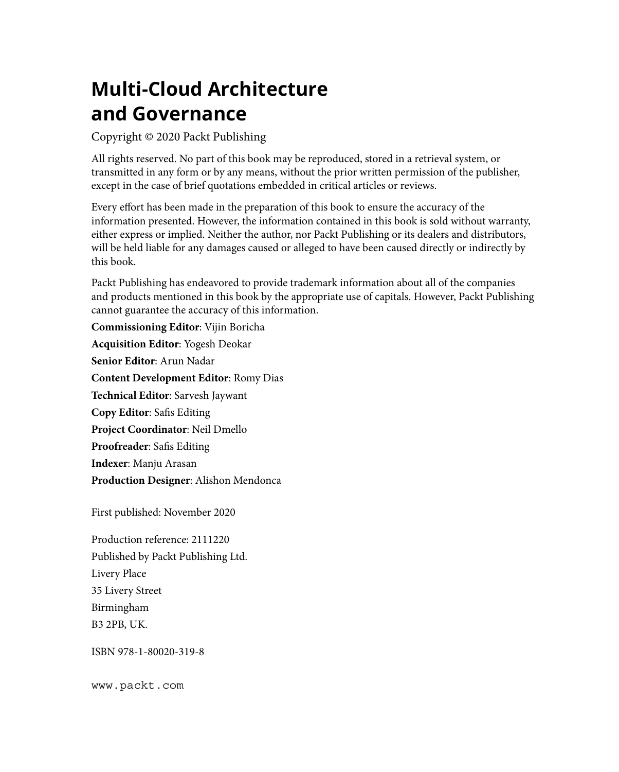# Multi-Cloud Architecture and Governance

Copyright © 2020 Packt Publishing

All rights reserved. No part of this book may be reproduced, stored in a retrieval system, or transmitted in any form or by any means, without the prior written permission of the publisher, except in the case of brief quotations embedded in critical articles or reviews.

Every effort has been made in the preparation of this book to ensure the accuracy of the information presented. However, the information contained in this book is sold without warranty, either express or implied. Neither the author, nor Packt Publishing or its dealers and distributors, will be held liable for any damages caused or alleged to have been caused directly or indirectly by this book.

Packt Publishing has endeavored to provide trademark information about all of the companies and products mentioned in this book by the appropriate use of capitals. However, Packt Publishing cannot guarantee the accuracy of this information.

**Commissioning Editor**: Vijin Boricha

**Acquisition Editor**: Yogesh Deokar

**Senior Editor**: Arun Nadar

**Content Development Editor**: Romy Dias

**Technical Editor**: Sarvesh Jaywant

**Copy Editor**: Safis Editing

**Project Coordinator**: Neil Dmello

**Proofreader**: Safis Editing

**Indexer**: Manju Arasan

**Production Designer**: Alishon Mendonca

First published: November 2020

Production reference: 2111220

Published by Packt Publishing Ltd.
Livery Place
35 Livery Street
Birmingham
B3 2PB, UK.

ISBN 978-1-80020-319-8

www.packt.com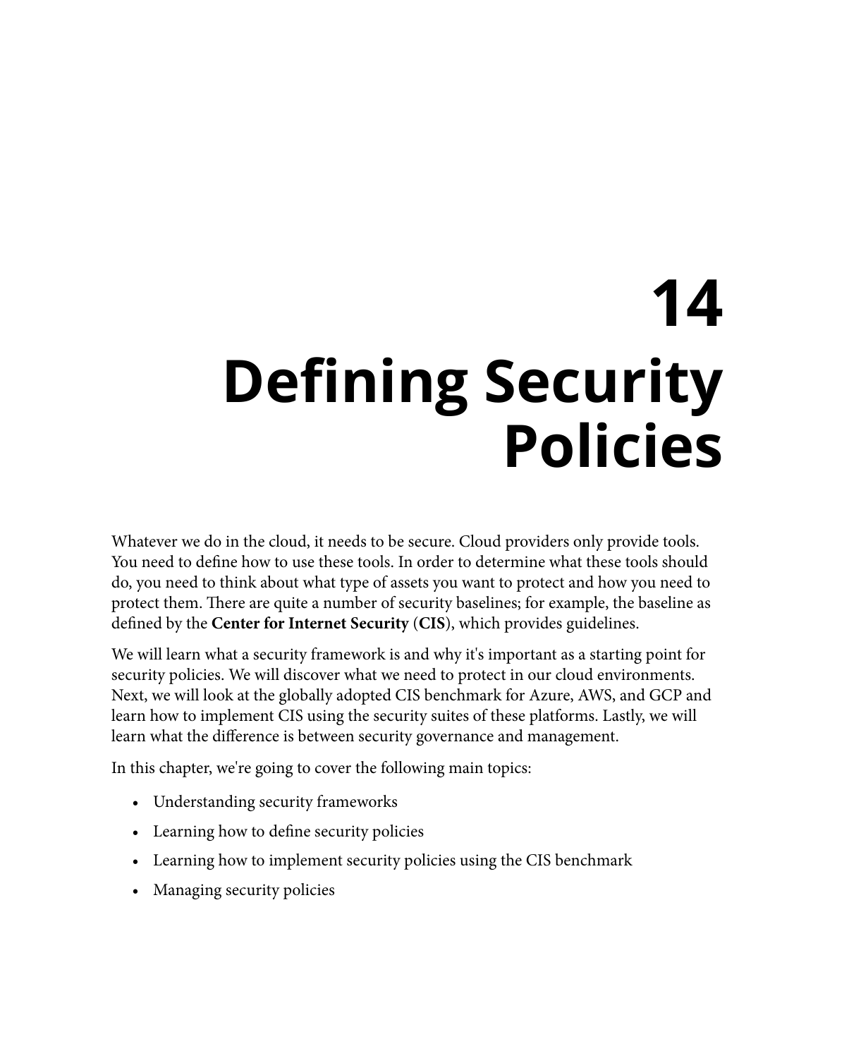# 14 Defining Security Policies

Whatever we do in the cloud, it needs to be secure. Cloud providers only provide tools. You need to define how to use these tools. In order to determine what these tools should do, you need to think about what type of assets you want to protect and how you need to protect them. There are quite a number of security baselines; for example, the baseline as defined by the **Center for Internet Security** (**CIS**), which provides guidelines.

We will learn what a security framework is and why it's important as a starting point for security policies. We will discover what we need to protect in our cloud environments. Next, we will look at the globally adopted CIS benchmark for Azure, AWS, and GCP and learn how to implement CIS using the security suites of these platforms. Lastly, we will learn what the difference is between security governance and management.

In this chapter, we're going to cover the following main topics:

- Understanding security frameworks
- Learning how to define security policies
- Learning how to implement security policies using the CIS benchmark
- Managing security policies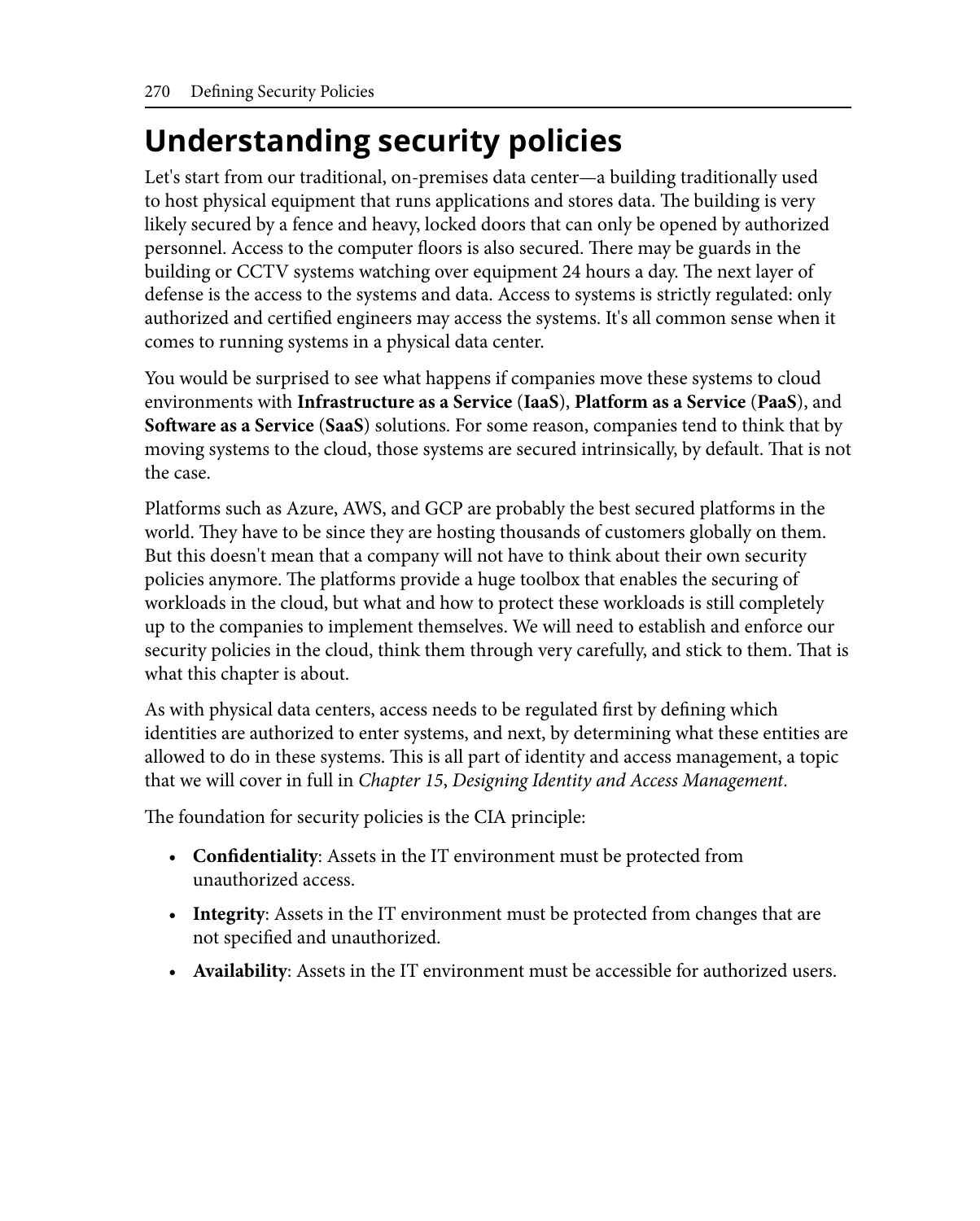# Understanding security policies

Let's start from our traditional, on-premises data center—a building traditionally used to host physical equipment that runs applications and stores data. The building is very likely secured by a fence and heavy, locked doors that can only be opened by authorized personnel. Access to the computer floors is also secured. There may be guards in the building or CCTV systems watching over equipment 24 hours a day. The next layer of defense is the access to the systems and data. Access to systems is strictly regulated: only authorized and certified engineers may access the systems. It's all common sense when it comes to running systems in a physical data center.

You would be surprised to see what happens if companies move these systems to cloud environments with **Infrastructure as a Service** (**IaaS**), **Platform as a Service** (**PaaS**), and **Software as a Service** (**SaaS**) solutions. For some reason, companies tend to think that by moving systems to the cloud, those systems are secured intrinsically, by default. That is not the case.

Platforms such as Azure, AWS, and GCP are probably the best secured platforms in the world. They have to be since they are hosting thousands of customers globally on them. But this doesn't mean that a company will not have to think about their own security policies anymore. The platforms provide a huge toolbox that enables the securing of workloads in the cloud, but what and how to protect these workloads is still completely up to the companies to implement themselves. We will need to establish and enforce our security policies in the cloud, think them through very carefully, and stick to them. That is what this chapter is about.

As with physical data centers, access needs to be regulated first by defining which identities are authorized to enter systems, and next, by determining what these entities are allowed to do in these systems. This is all part of identity and access management, a topic that we will cover in full in *Chapter 15*, *Designing Identity and Access Management*.

The foundation for security policies is the CIA principle:

- **Confidentiality**: Assets in the IT environment must be protected from unauthorized access.
- **Integrity**: Assets in the IT environment must be protected from changes that are not specified and unauthorized.
- **Availability**: Assets in the IT environment must be accessible for authorized users.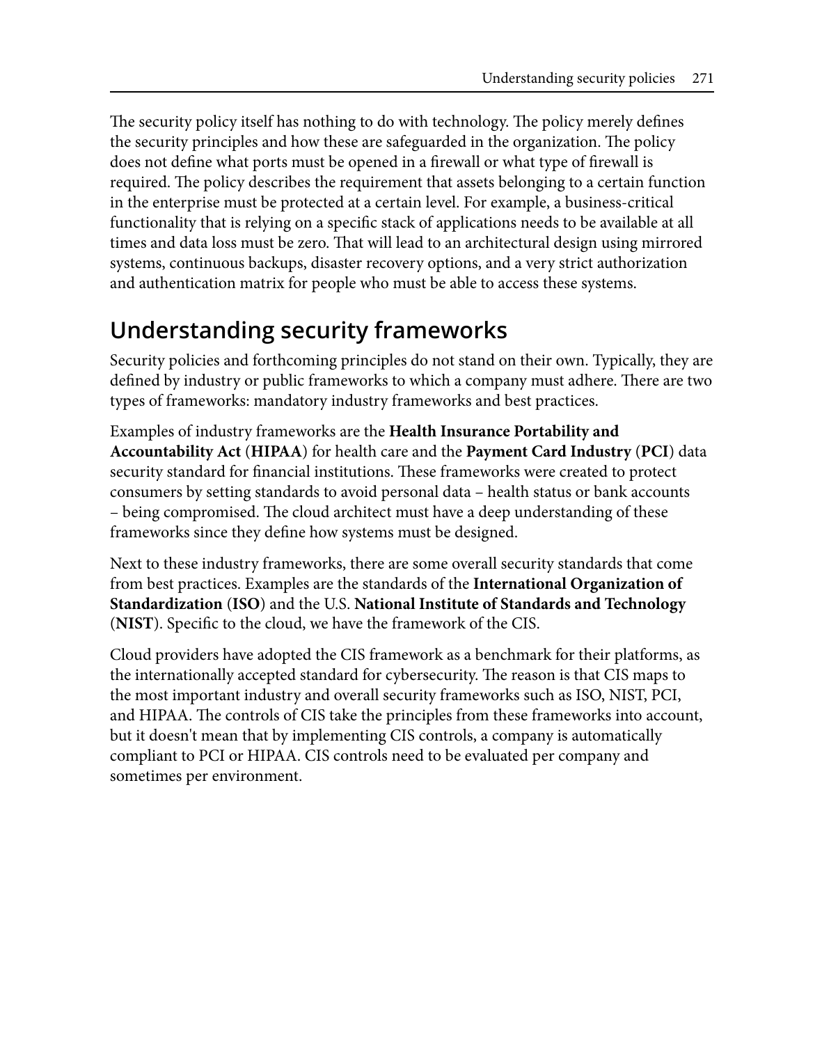The security policy itself has nothing to do with technology. The policy merely defines the security principles and how these are safeguarded in the organization. The policy does not define what ports must be opened in a firewall or what type of firewall is required. The policy describes the requirement that assets belonging to a certain function in the enterprise must be protected at a certain level. For example, a business-critical functionality that is relying on a specific stack of applications needs to be available at all times and data loss must be zero. That will lead to an architectural design using mirrored systems, continuous backups, disaster recovery options, and a very strict authorization and authentication matrix for people who must be able to access these systems.

## Understanding security frameworks

Security policies and forthcoming principles do not stand on their own. Typically, they are defined by industry or public frameworks to which a company must adhere. There are two types of frameworks: mandatory industry frameworks and best practices.

Examples of industry frameworks are the **Health Insurance Portability and Accountability Act** (**HIPAA**) for health care and the **Payment Card Industry** (**PCI**) data security standard for financial institutions. These frameworks were created to protect consumers by setting standards to avoid personal data – health status or bank accounts – being compromised. The cloud architect must have a deep understanding of these frameworks since they define how systems must be designed.

Next to these industry frameworks, there are some overall security standards that come from best practices. Examples are the standards of the **International Organization of Standardization** (**ISO**) and the U.S. **National Institute of Standards and Technology** (**NIST**). Specific to the cloud, we have the framework of the CIS.

Cloud providers have adopted the CIS framework as a benchmark for their platforms, as the internationally accepted standard for cybersecurity. The reason is that CIS maps to the most important industry and overall security frameworks such as ISO, NIST, PCI, and HIPAA. The controls of CIS take the principles from these frameworks into account, but it doesn't mean that by implementing CIS controls, a company is automatically compliant to PCI or HIPAA. CIS controls need to be evaluated per company and sometimes per environment.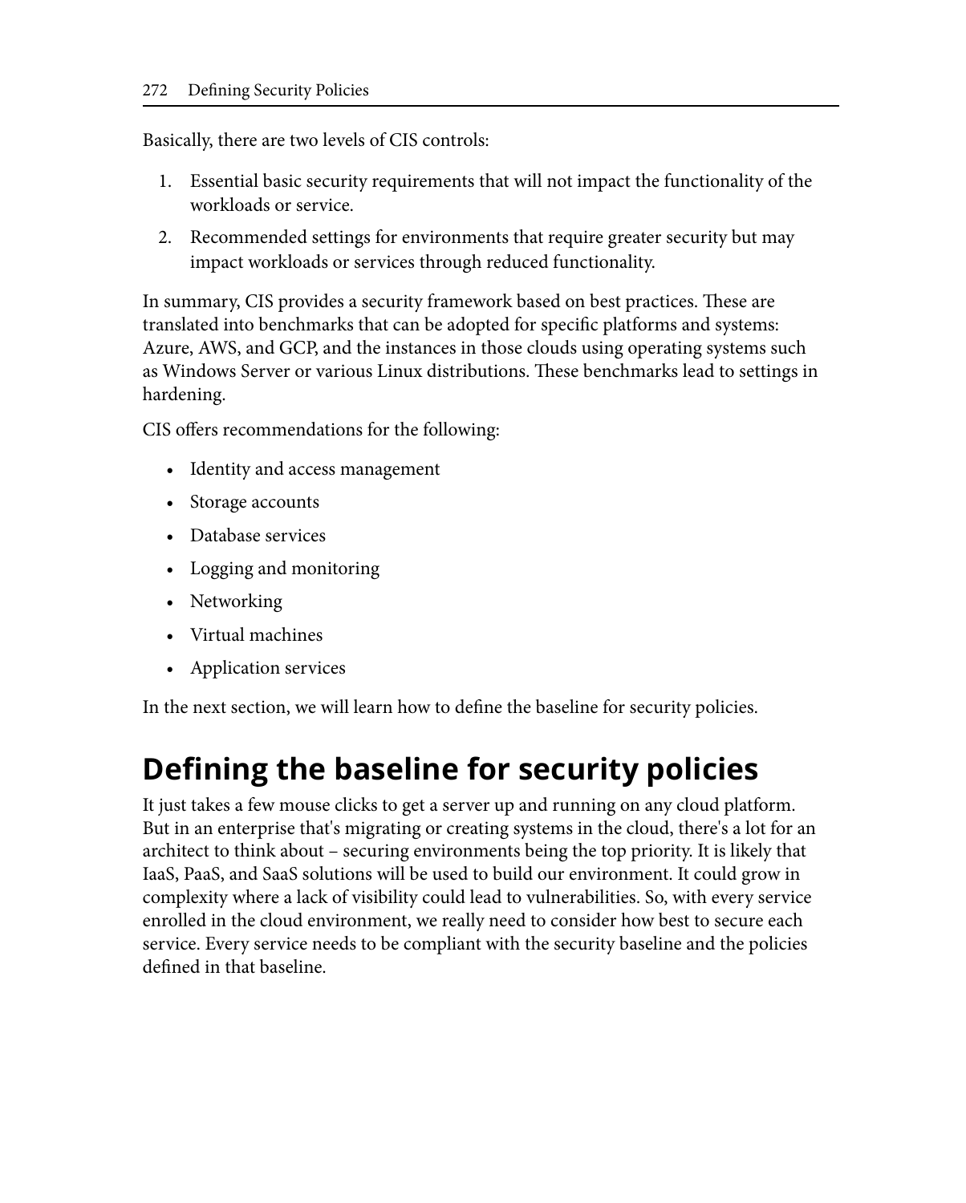Basically, there are two levels of CIS controls:

1. Essential basic security requirements that will not impact the functionality of the workloads or service.
2. Recommended settings for environments that require greater security but may impact workloads or services through reduced functionality.

In summary, CIS provides a security framework based on best practices. These are translated into benchmarks that can be adopted for specific platforms and systems: Azure, AWS, and GCP, and the instances in those clouds using operating systems such as Windows Server or various Linux distributions. These benchmarks lead to settings in hardening.

CIS offers recommendations for the following:

- Identity and access management
- Storage accounts
- Database services
- Logging and monitoring
- Networking
- Virtual machines
- Application services

In the next section, we will learn how to define the baseline for security policies.

# Defining the baseline for security policies

It just takes a few mouse clicks to get a server up and running on any cloud platform. But in an enterprise that's migrating or creating systems in the cloud, there's a lot for an architect to think about – securing environments being the top priority. It is likely that IaaS, PaaS, and SaaS solutions will be used to build our environment. It could grow in complexity where a lack of visibility could lead to vulnerabilities. So, with every service enrolled in the cloud environment, we really need to consider how best to secure each service. Every service needs to be compliant with the security baseline and the policies defined in that baseline.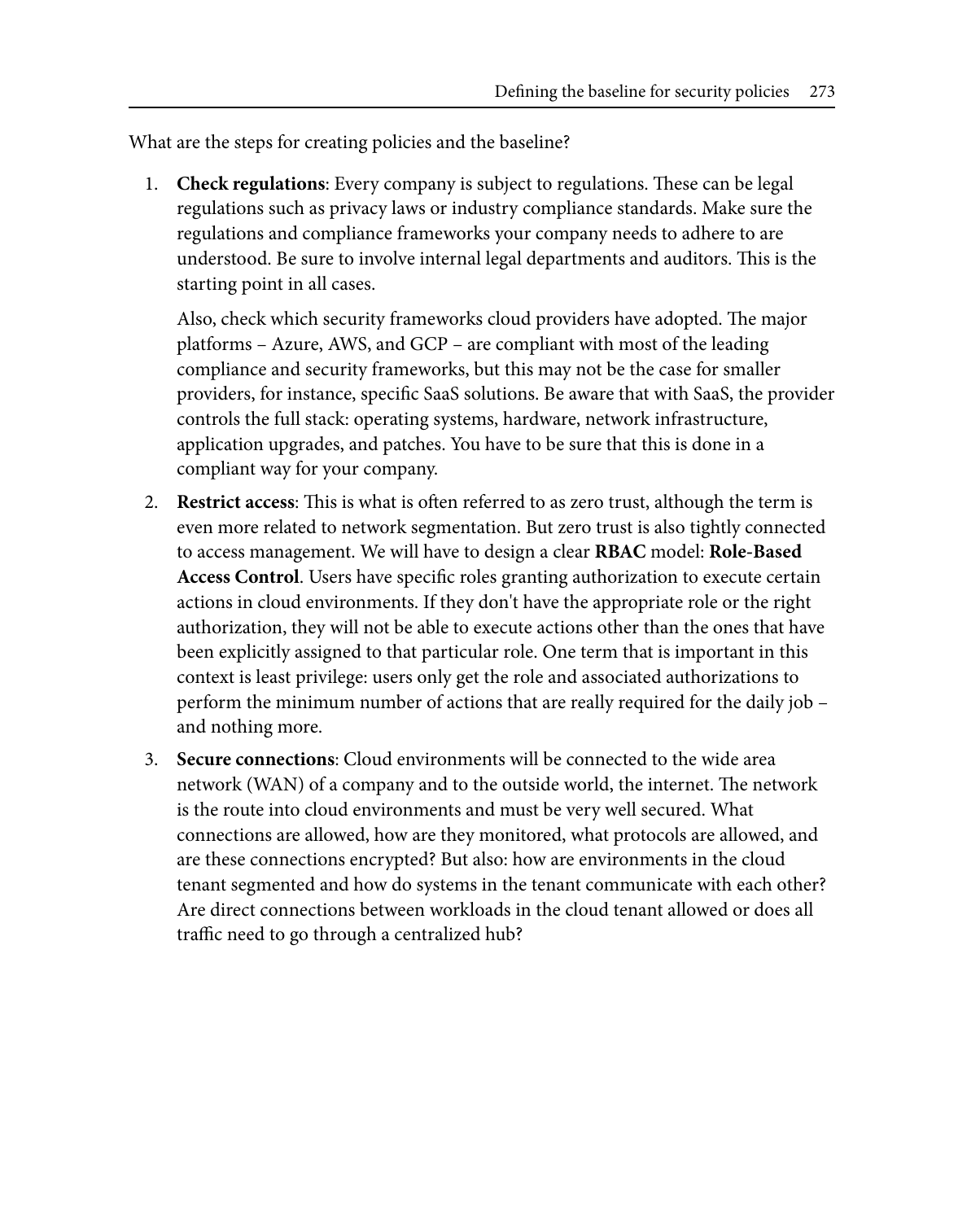What are the steps for creating policies and the baseline?

1. **Check regulations**: Every company is subject to regulations. These can be legal regulations such as privacy laws or industry compliance standards. Make sure the regulations and compliance frameworks your company needs to adhere to are understood. Be sure to involve internal legal departments and auditors. This is the starting point in all cases.

   Also, check which security frameworks cloud providers have adopted. The major platforms – Azure, AWS, and GCP – are compliant with most of the leading compliance and security frameworks, but this may not be the case for smaller providers, for instance, specific SaaS solutions. Be aware that with SaaS, the provider controls the full stack: operating systems, hardware, network infrastructure, application upgrades, and patches. You have to be sure that this is done in a compliant way for your company.

2. **Restrict access**: This is what is often referred to as zero trust, although the term is even more related to network segmentation. But zero trust is also tightly connected to access management. We will have to design a clear **RBAC** model: **Role-Based Access Control**. Users have specific roles granting authorization to execute certain actions in cloud environments. If they don't have the appropriate role or the right authorization, they will not be able to execute actions other than the ones that have been explicitly assigned to that particular role. One term that is important in this context is least privilege: users only get the role and associated authorizations to perform the minimum number of actions that are really required for the daily job – and nothing more.

3. **Secure connections**: Cloud environments will be connected to the wide area network (WAN) of a company and to the outside world, the internet. The network is the route into cloud environments and must be very well secured. What connections are allowed, how are they monitored, what protocols are allowed, and are these connections encrypted? But also: how are environments in the cloud tenant segmented and how do systems in the tenant communicate with each other? Are direct connections between workloads in the cloud tenant allowed or does all traffic need to go through a centralized hub?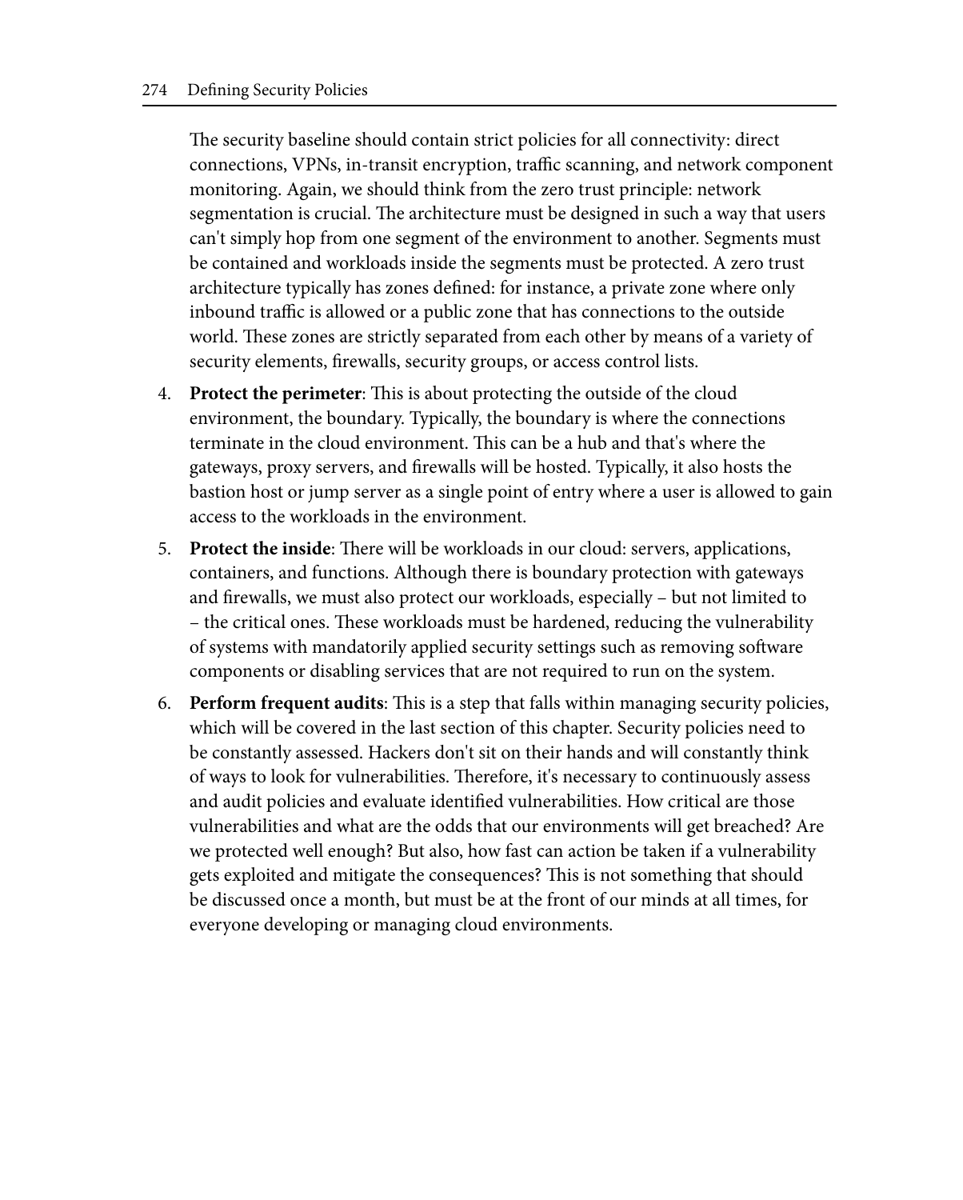The security baseline should contain strict policies for all connectivity: direct connections, VPNs, in-transit encryption, traffic scanning, and network component monitoring. Again, we should think from the zero trust principle: network segmentation is crucial. The architecture must be designed in such a way that users can't simply hop from one segment of the environment to another. Segments must be contained and workloads inside the segments must be protected. A zero trust architecture typically has zones defined: for instance, a private zone where only inbound traffic is allowed or a public zone that has connections to the outside world. These zones are strictly separated from each other by means of a variety of security elements, firewalls, security groups, or access control lists.

4. **Protect the perimeter**: This is about protecting the outside of the cloud environment, the boundary. Typically, the boundary is where the connections terminate in the cloud environment. This can be a hub and that's where the gateways, proxy servers, and firewalls will be hosted. Typically, it also hosts the bastion host or jump server as a single point of entry where a user is allowed to gain access to the workloads in the environment.
5. **Protect the inside**: There will be workloads in our cloud: servers, applications, containers, and functions. Although there is boundary protection with gateways and firewalls, we must also protect our workloads, especially – but not limited to – the critical ones. These workloads must be hardened, reducing the vulnerability of systems with mandatorily applied security settings such as removing software components or disabling services that are not required to run on the system.
6. **Perform frequent audits**: This is a step that falls within managing security policies, which will be covered in the last section of this chapter. Security policies need to be constantly assessed. Hackers don't sit on their hands and will constantly think of ways to look for vulnerabilities. Therefore, it's necessary to continuously assess and audit policies and evaluate identified vulnerabilities. How critical are those vulnerabilities and what are the odds that our environments will get breached? Are we protected well enough? But also, how fast can action be taken if a vulnerability gets exploited and mitigate the consequences? This is not something that should be discussed once a month, but must be at the front of our minds at all times, for everyone developing or managing cloud environments.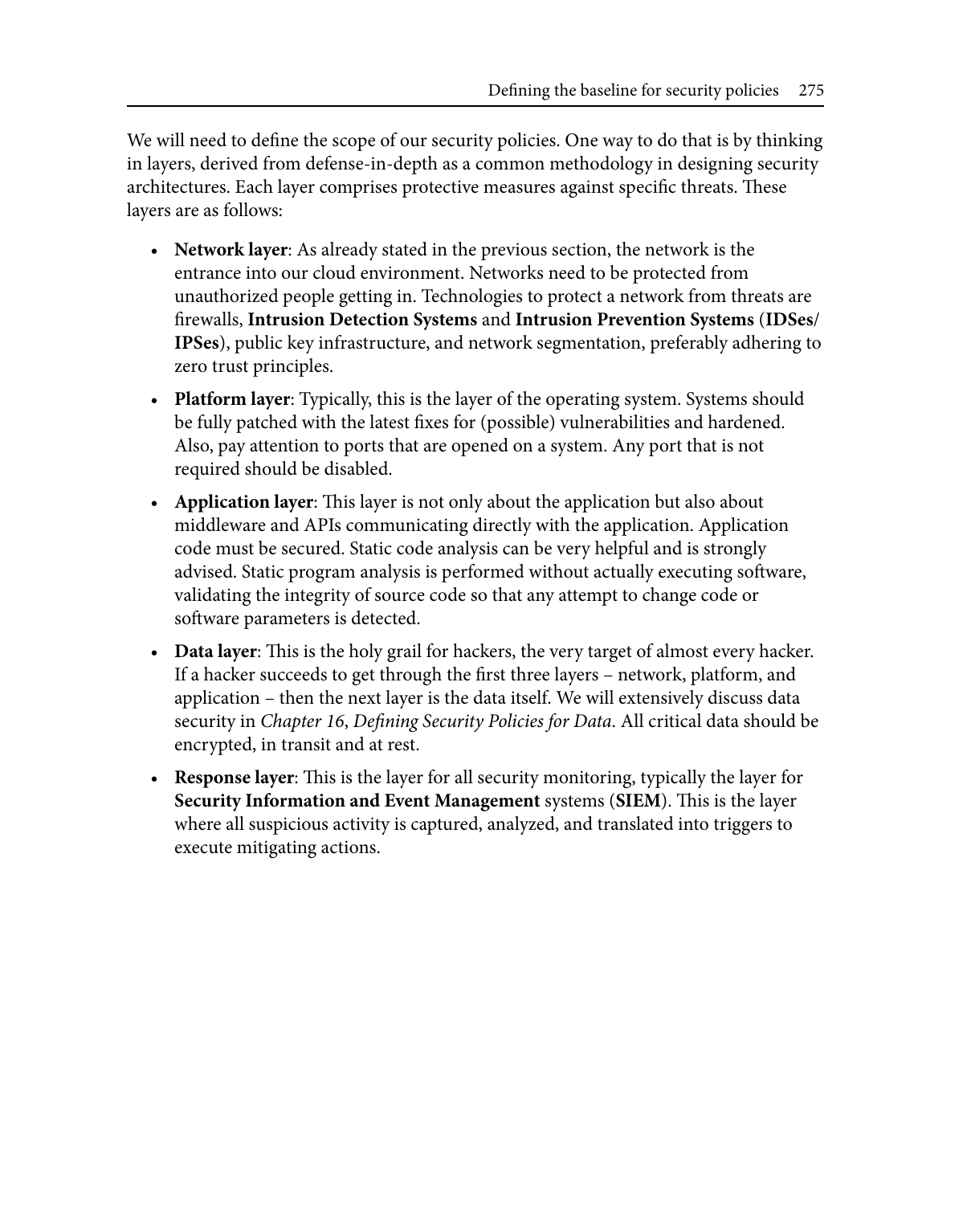We will need to define the scope of our security policies. One way to do that is by thinking in layers, derived from defense-in-depth as a common methodology in designing security architectures. Each layer comprises protective measures against specific threats. These layers are as follows:

- **Network layer**: As already stated in the previous section, the network is the entrance into our cloud environment. Networks need to be protected from unauthorized people getting in. Technologies to protect a network from threats are firewalls, **Intrusion Detection Systems** and **Intrusion Prevention Systems** (**IDSes/IPSes**), public key infrastructure, and network segmentation, preferably adhering to zero trust principles.
- **Platform layer**: Typically, this is the layer of the operating system. Systems should be fully patched with the latest fixes for (possible) vulnerabilities and hardened. Also, pay attention to ports that are opened on a system. Any port that is not required should be disabled.
- **Application layer**: This layer is not only about the application but also about middleware and APIs communicating directly with the application. Application code must be secured. Static code analysis can be very helpful and is strongly advised. Static program analysis is performed without actually executing software, validating the integrity of source code so that any attempt to change code or software parameters is detected.
- **Data layer**: This is the holy grail for hackers, the very target of almost every hacker. If a hacker succeeds to get through the first three layers – network, platform, and application – then the next layer is the data itself. We will extensively discuss data security in *Chapter 16*, *Defining Security Policies for Data*. All critical data should be encrypted, in transit and at rest.
- **Response layer**: This is the layer for all security monitoring, typically the layer for **Security Information and Event Management** systems (**SIEM**). This is the layer where all suspicious activity is captured, analyzed, and translated into triggers to execute mitigating actions.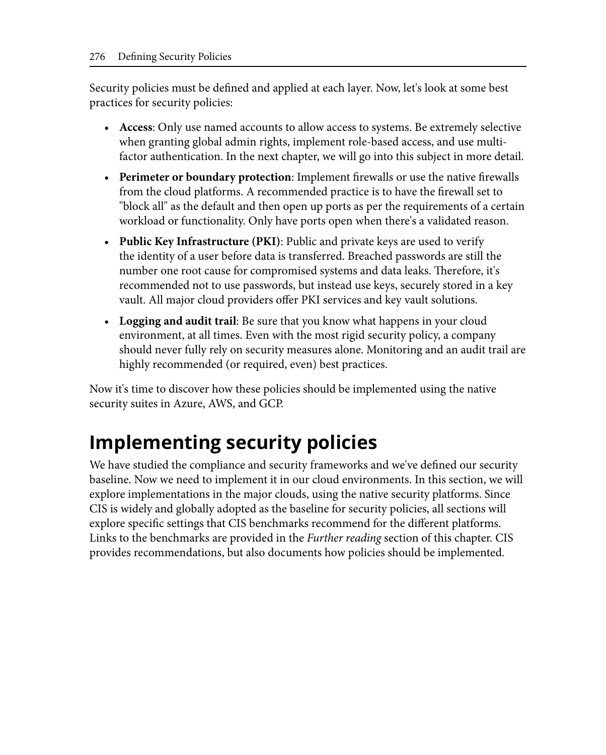Security policies must be defined and applied at each layer. Now, let's look at some best practices for security policies:

- **Access**: Only use named accounts to allow access to systems. Be extremely selective when granting global admin rights, implement role-based access, and use multi-factor authentication. In the next chapter, we will go into this subject in more detail.
- **Perimeter or boundary protection**: Implement firewalls or use the native firewalls from the cloud platforms. A recommended practice is to have the firewall set to "block all" as the default and then open up ports as per the requirements of a certain workload or functionality. Only have ports open when there's a validated reason.
- **Public Key Infrastructure (PKI)**: Public and private keys are used to verify the identity of a user before data is transferred. Breached passwords are still the number one root cause for compromised systems and data leaks. Therefore, it's recommended not to use passwords, but instead use keys, securely stored in a key vault. All major cloud providers offer PKI services and key vault solutions.
- **Logging and audit trail**: Be sure that you know what happens in your cloud environment, at all times. Even with the most rigid security policy, a company should never fully rely on security measures alone. Monitoring and an audit trail are highly recommended (or required, even) best practices.

Now it's time to discover how these policies should be implemented using the native security suites in Azure, AWS, and GCP.

# Implementing security policies

We have studied the compliance and security frameworks and we've defined our security baseline. Now we need to implement it in our cloud environments. In this section, we will explore implementations in the major clouds, using the native security platforms. Since CIS is widely and globally adopted as the baseline for security policies, all sections will explore specific settings that CIS benchmarks recommend for the different platforms. Links to the benchmarks are provided in the *Further reading* section of this chapter. CIS provides recommendations, but also documents how policies should be implemented.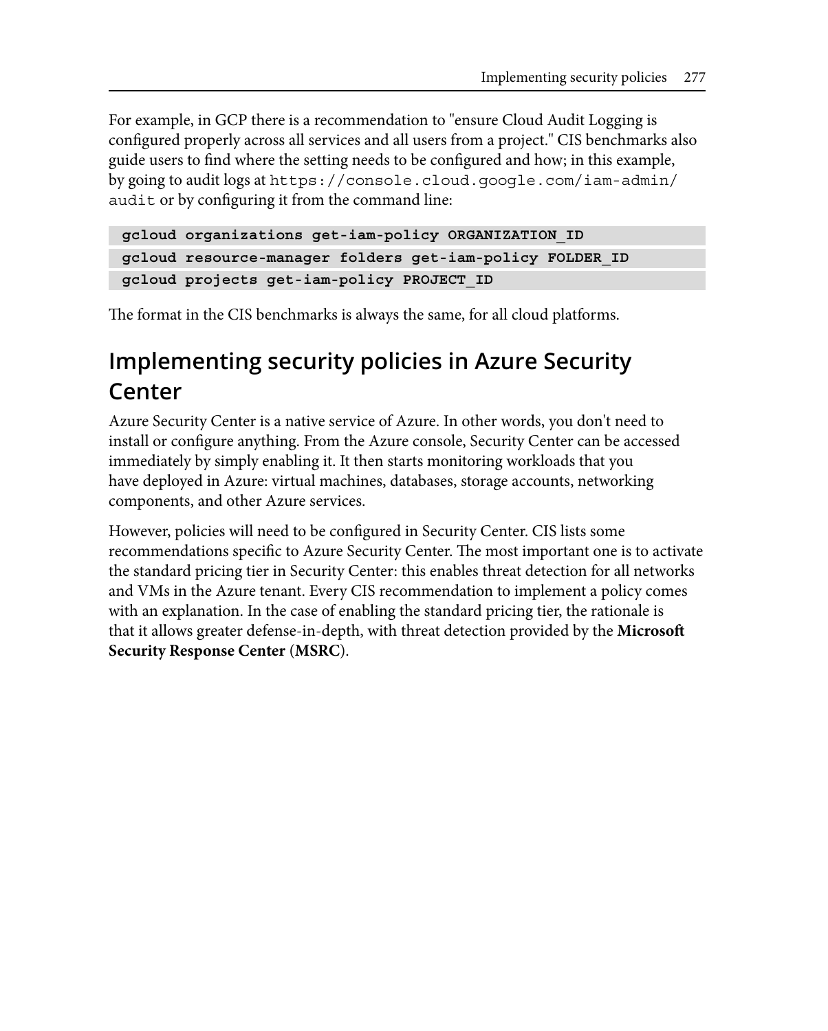For example, in GCP there is a recommendation to "ensure Cloud Audit Logging is configured properly across all services and all users from a project." CIS benchmarks also guide users to find where the setting needs to be configured and how; in this example, by going to audit logs at `https://console.cloud.google.com/iam-admin/audit` or by configuring it from the command line:

```
gcloud organizations get-iam-policy ORGANIZATION_ID
gcloud resource-manager folders get-iam-policy FOLDER_ID
gcloud projects get-iam-policy PROJECT_ID
```

The format in the CIS benchmarks is always the same, for all cloud platforms.

## Implementing security policies in Azure Security Center

Azure Security Center is a native service of Azure. In other words, you don't need to install or configure anything. From the Azure console, Security Center can be accessed immediately by simply enabling it. It then starts monitoring workloads that you have deployed in Azure: virtual machines, databases, storage accounts, networking components, and other Azure services.

However, policies will need to be configured in Security Center. CIS lists some recommendations specific to Azure Security Center. The most important one is to activate the standard pricing tier in Security Center: this enables threat detection for all networks and VMs in the Azure tenant. Every CIS recommendation to implement a policy comes with an explanation. In the case of enabling the standard pricing tier, the rationale is that it allows greater defense-in-depth, with threat detection provided by the **Microsoft Security Response Center** (**MSRC**).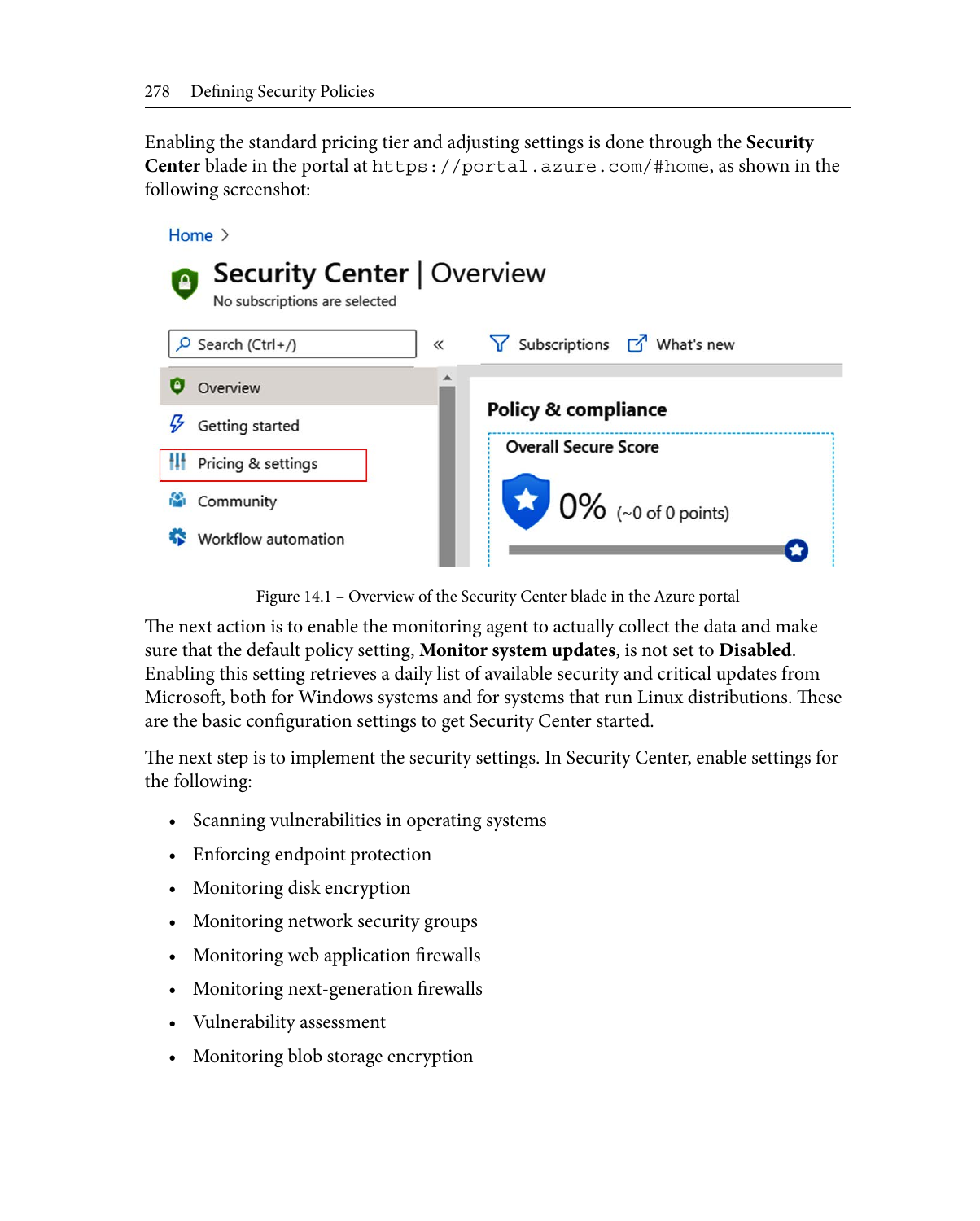Enabling the standard pricing tier and adjusting settings is done through the **Security Center** blade in the portal at `https://portal.azure.com/#home`, as shown in the following screenshot:

Figure 14.1 – Overview of the Security Center blade in the Azure portal

The next action is to enable the monitoring agent to actually collect the data and make sure that the default policy setting, **Monitor system updates**, is not set to **Disabled**. Enabling this setting retrieves a daily list of available security and critical updates from Microsoft, both for Windows systems and for systems that run Linux distributions. These are the basic configuration settings to get Security Center started.

The next step is to implement the security settings. In Security Center, enable settings for the following:

- Scanning vulnerabilities in operating systems
- Enforcing endpoint protection
- Monitoring disk encryption
- Monitoring network security groups
- Monitoring web application firewalls
- Monitoring next-generation firewalls
- Vulnerability assessment
- Monitoring blob storage encryption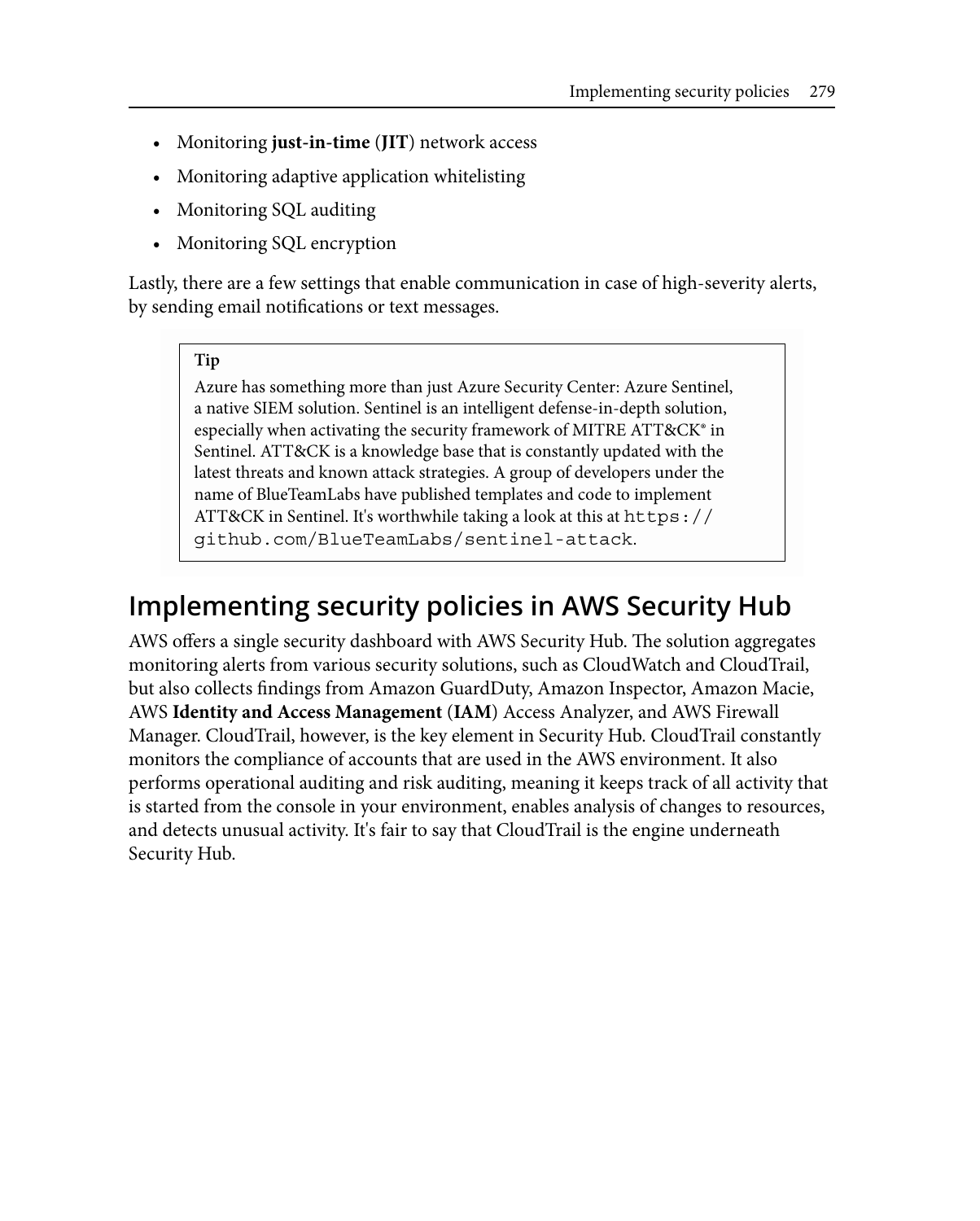- Monitoring **just-in-time** (**JIT**) network access
- Monitoring adaptive application whitelisting
- Monitoring SQL auditing
- Monitoring SQL encryption

Lastly, there are a few settings that enable communication in case of high-severity alerts, by sending email notifications or text messages.

> **Tip**
>
> Azure has something more than just Azure Security Center: Azure Sentinel, a native SIEM solution. Sentinel is an intelligent defense-in-depth solution, especially when activating the security framework of MITRE ATT&CK® in Sentinel. ATT&CK is a knowledge base that is constantly updated with the latest threats and known attack strategies. A group of developers under the name of BlueTeamLabs have published templates and code to implement ATT&CK in Sentinel. It's worthwhile taking a look at this at `https://github.com/BlueTeamLabs/sentinel-attack`.

## Implementing security policies in AWS Security Hub

AWS offers a single security dashboard with AWS Security Hub. The solution aggregates monitoring alerts from various security solutions, such as CloudWatch and CloudTrail, but also collects findings from Amazon GuardDuty, Amazon Inspector, Amazon Macie, AWS **Identity and Access Management** (**IAM**) Access Analyzer, and AWS Firewall Manager. CloudTrail, however, is the key element in Security Hub. CloudTrail constantly monitors the compliance of accounts that are used in the AWS environment. It also performs operational auditing and risk auditing, meaning it keeps track of all activity that is started from the console in your environment, enables analysis of changes to resources, and detects unusual activity. It's fair to say that CloudTrail is the engine underneath Security Hub.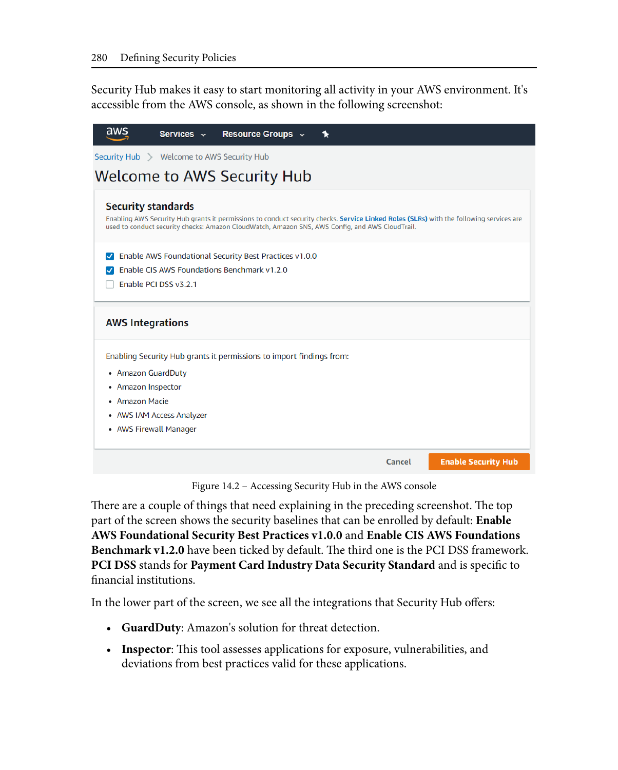Security Hub makes it easy to start monitoring all activity in your AWS environment. It's accessible from the AWS console, as shown in the following screenshot:

Figure 14.2 – Accessing Security Hub in the AWS console

There are a couple of things that need explaining in the preceding screenshot. The top part of the screen shows the security baselines that can be enrolled by default: **Enable AWS Foundational Security Best Practices v1.0.0** and **Enable CIS AWS Foundations Benchmark v1.2.0** have been ticked by default. The third one is the PCI DSS framework. **PCI DSS** stands for **Payment Card Industry Data Security Standard** and is specific to financial institutions.

In the lower part of the screen, we see all the integrations that Security Hub offers:

- **GuardDuty**: Amazon's solution for threat detection.
- **Inspector**: This tool assesses applications for exposure, vulnerabilities, and deviations from best practices valid for these applications.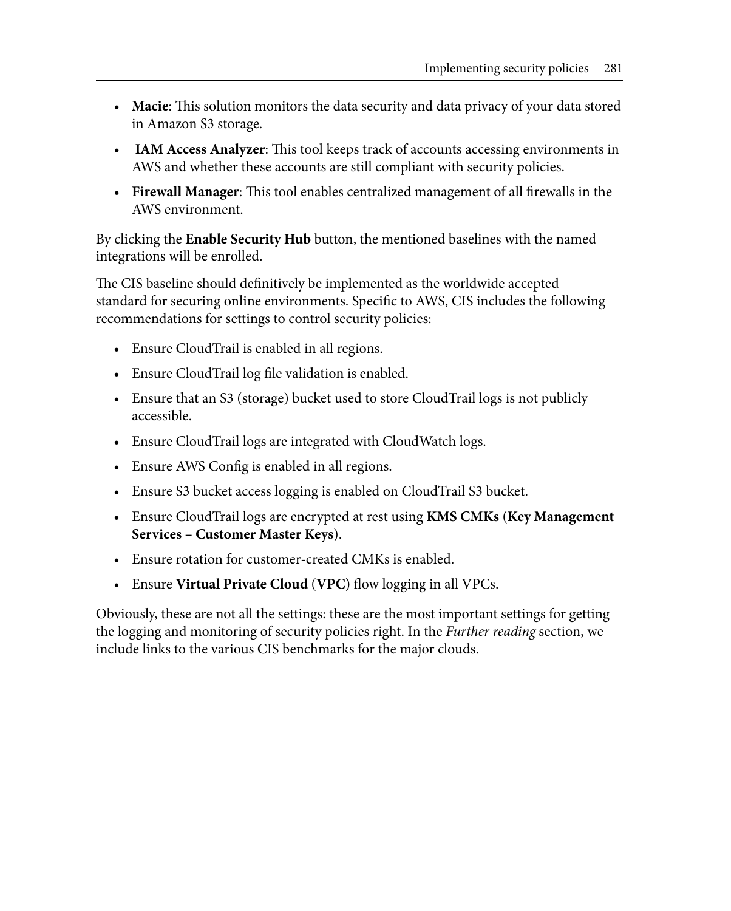- **Macie**: This solution monitors the data security and data privacy of your data stored in Amazon S3 storage.
- **IAM Access Analyzer**: This tool keeps track of accounts accessing environments in AWS and whether these accounts are still compliant with security policies.
- **Firewall Manager**: This tool enables centralized management of all firewalls in the AWS environment.

By clicking the **Enable Security Hub** button, the mentioned baselines with the named integrations will be enrolled.

The CIS baseline should definitively be implemented as the worldwide accepted standard for securing online environments. Specific to AWS, CIS includes the following recommendations for settings to control security policies:

- Ensure CloudTrail is enabled in all regions.
- Ensure CloudTrail log file validation is enabled.
- Ensure that an S3 (storage) bucket used to store CloudTrail logs is not publicly accessible.
- Ensure CloudTrail logs are integrated with CloudWatch logs.
- Ensure AWS Config is enabled in all regions.
- Ensure S3 bucket access logging is enabled on CloudTrail S3 bucket.
- Ensure CloudTrail logs are encrypted at rest using **KMS CMKs** (**Key Management Services – Customer Master Keys**).
- Ensure rotation for customer-created CMKs is enabled.
- Ensure **Virtual Private Cloud** (**VPC**) flow logging in all VPCs.

Obviously, these are not all the settings: these are the most important settings for getting the logging and monitoring of security policies right. In the *Further reading* section, we include links to the various CIS benchmarks for the major clouds.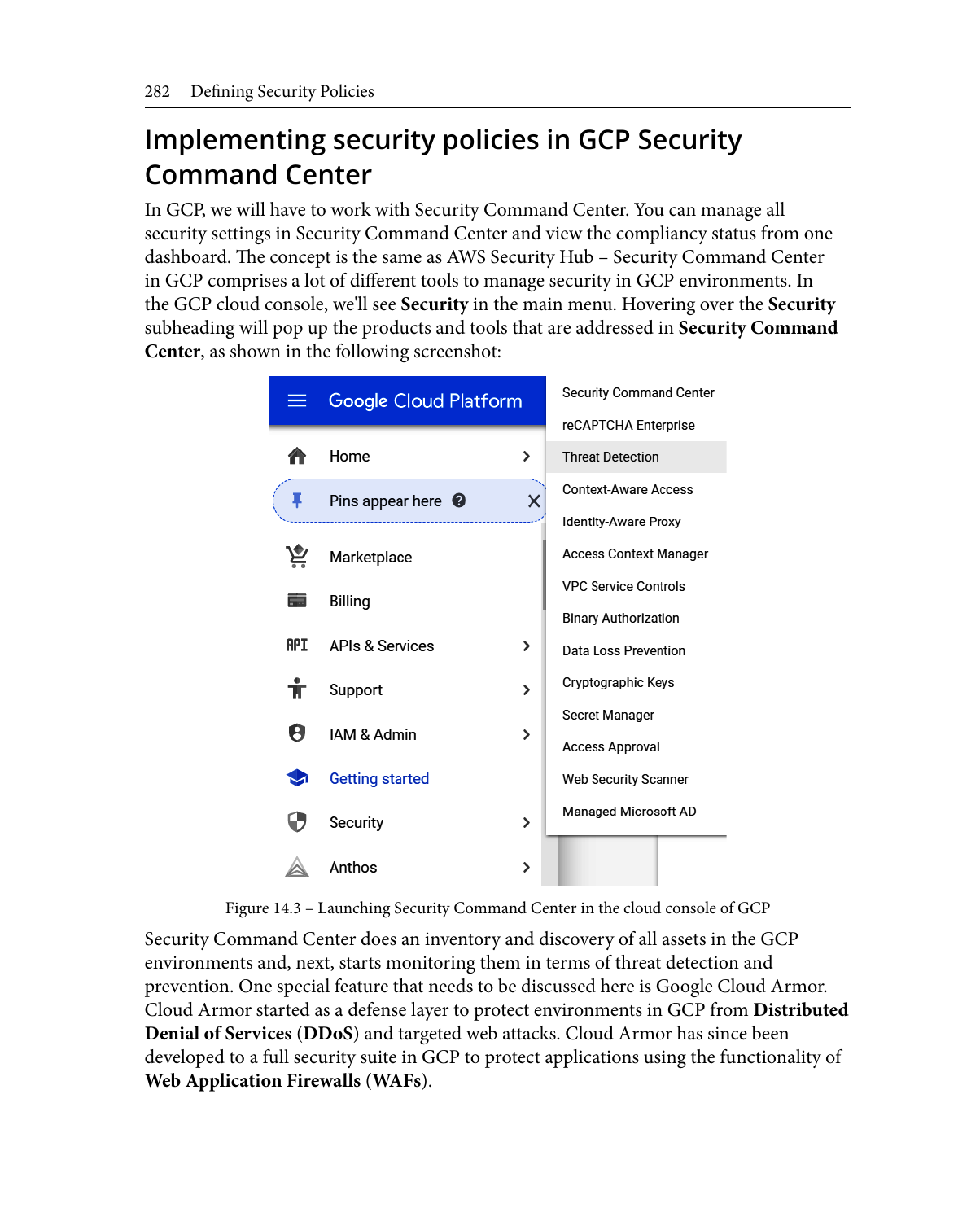## Implementing security policies in GCP Security Command Center

In GCP, we will have to work with Security Command Center. You can manage all security settings in Security Command Center and view the compliancy status from one dashboard. The concept is the same as AWS Security Hub – Security Command Center in GCP comprises a lot of different tools to manage security in GCP environments. In the GCP cloud console, we'll see **Security** in the main menu. Hovering over the **Security** subheading will pop up the products and tools that are addressed in **Security Command Center**, as shown in the following screenshot:

Figure 14.3 – Launching Security Command Center in the cloud console of GCP

Security Command Center does an inventory and discovery of all assets in the GCP environments and, next, starts monitoring them in terms of threat detection and prevention. One special feature that needs to be discussed here is Google Cloud Armor. Cloud Armor started as a defense layer to protect environments in GCP from **Distributed Denial of Services** (**DDoS**) and targeted web attacks. Cloud Armor has since been developed to a full security suite in GCP to protect applications using the functionality of **Web Application Firewalls** (**WAFs**).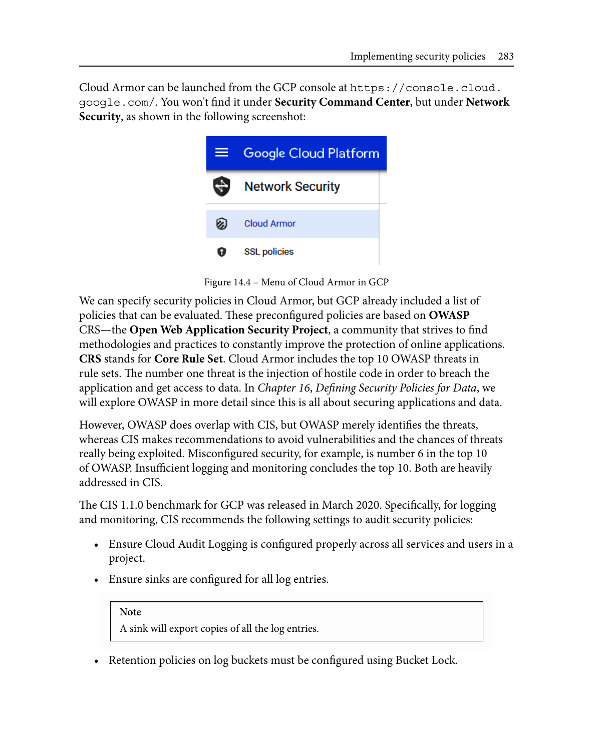Cloud Armor can be launched from the GCP console at `https://console.cloud.google.com/`. You won't find it under **Security Command Center**, but under **Network Security**, as shown in the following screenshot:

Figure 14.4 – Menu of Cloud Armor in GCP

We can specify security policies in Cloud Armor, but GCP already included a list of policies that can be evaluated. These preconfigured policies are based on **OWASP** CRS—the **Open Web Application Security Project**, a community that strives to find methodologies and practices to constantly improve the protection of online applications. **CRS** stands for **Core Rule Set**. Cloud Armor includes the top 10 OWASP threats in rule sets. The number one threat is the injection of hostile code in order to breach the application and get access to data. In *Chapter 16*, *Defining Security Policies for Data*, we will explore OWASP in more detail since this is all about securing applications and data.

However, OWASP does overlap with CIS, but OWASP merely identifies the threats, whereas CIS makes recommendations to avoid vulnerabilities and the chances of threats really being exploited. Misconfigured security, for example, is number 6 in the top 10 of OWASP. Insufficient logging and monitoring concludes the top 10. Both are heavily addressed in CIS.

The CIS 1.1.0 benchmark for GCP was released in March 2020. Specifically, for logging and monitoring, CIS recommends the following settings to audit security policies:

- Ensure Cloud Audit Logging is configured properly across all services and users in a project.
- Ensure sinks are configured for all log entries.

> **Note**
> A sink will export copies of all the log entries.

- Retention policies on log buckets must be configured using Bucket Lock.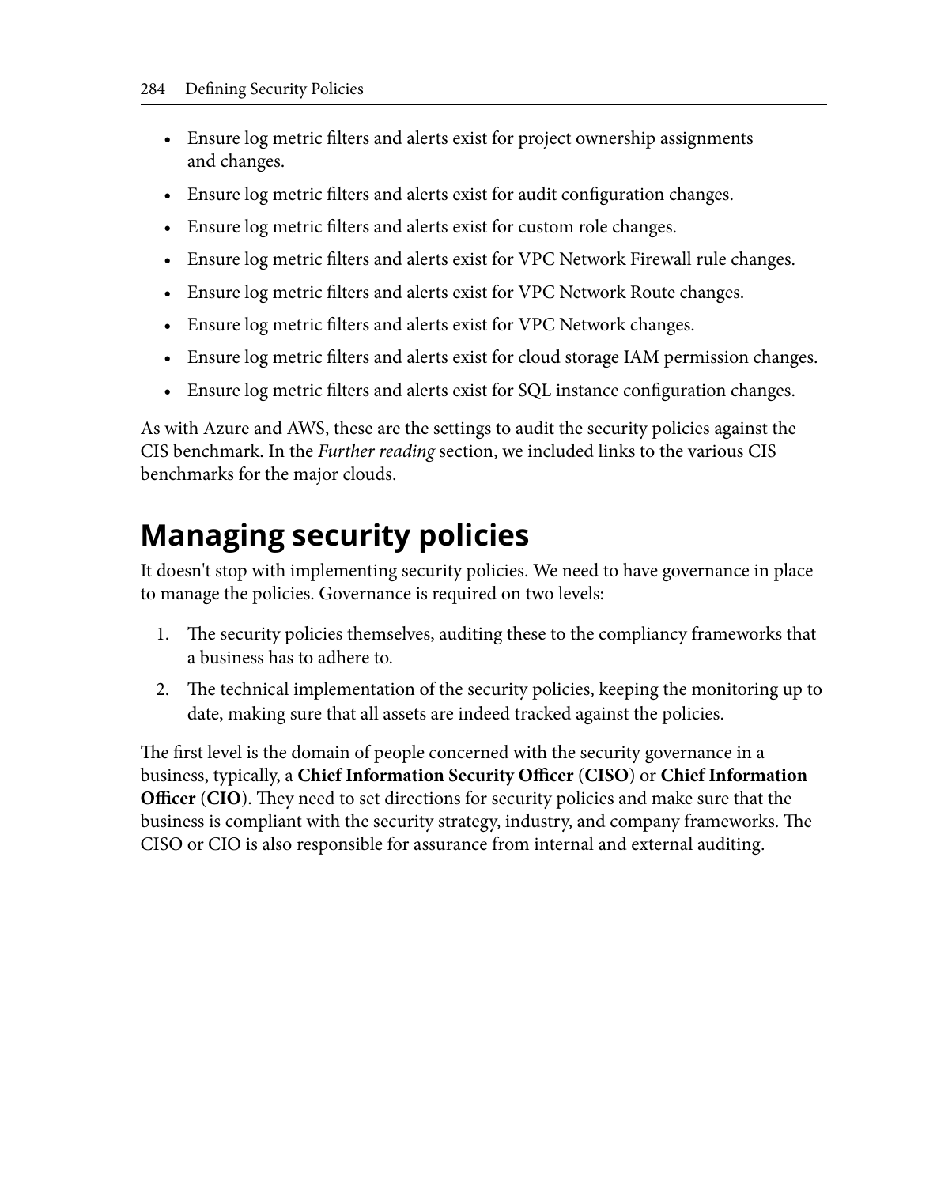- Ensure log metric filters and alerts exist for project ownership assignments and changes.
- Ensure log metric filters and alerts exist for audit configuration changes.
- Ensure log metric filters and alerts exist for custom role changes.
- Ensure log metric filters and alerts exist for VPC Network Firewall rule changes.
- Ensure log metric filters and alerts exist for VPC Network Route changes.
- Ensure log metric filters and alerts exist for VPC Network changes.
- Ensure log metric filters and alerts exist for cloud storage IAM permission changes.
- Ensure log metric filters and alerts exist for SQL instance configuration changes.

As with Azure and AWS, these are the settings to audit the security policies against the CIS benchmark. In the *Further reading* section, we included links to the various CIS benchmarks for the major clouds.

# Managing security policies

It doesn't stop with implementing security policies. We need to have governance in place to manage the policies. Governance is required on two levels:

1. The security policies themselves, auditing these to the compliancy frameworks that a business has to adhere to.
2. The technical implementation of the security policies, keeping the monitoring up to date, making sure that all assets are indeed tracked against the policies.

The first level is the domain of people concerned with the security governance in a business, typically, a **Chief Information Security Officer** (**CISO**) or **Chief Information Officer** (**CIO**). They need to set directions for security policies and make sure that the business is compliant with the security strategy, industry, and company frameworks. The CISO or CIO is also responsible for assurance from internal and external auditing.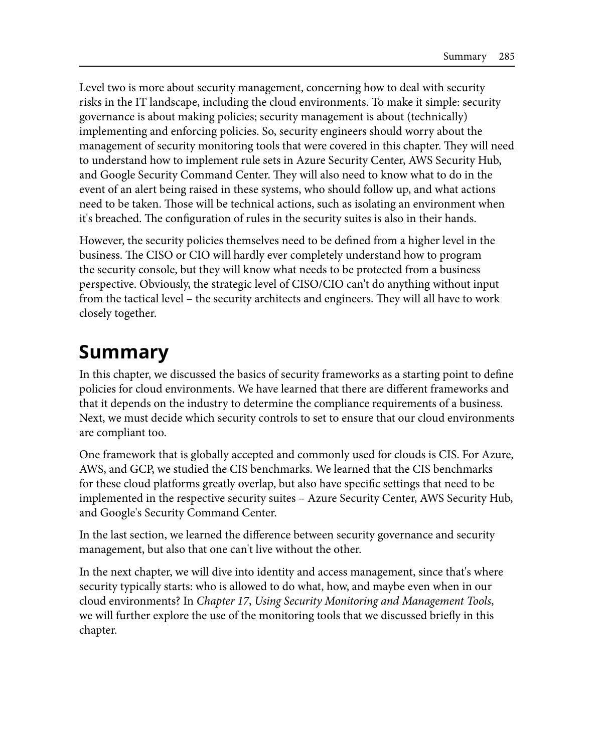Level two is more about security management, concerning how to deal with security risks in the IT landscape, including the cloud environments. To make it simple: security governance is about making policies; security management is about (technically) implementing and enforcing policies. So, security engineers should worry about the management of security monitoring tools that were covered in this chapter. They will need to understand how to implement rule sets in Azure Security Center, AWS Security Hub, and Google Security Command Center. They will also need to know what to do in the event of an alert being raised in these systems, who should follow up, and what actions need to be taken. Those will be technical actions, such as isolating an environment when it's breached. The configuration of rules in the security suites is also in their hands.

However, the security policies themselves need to be defined from a higher level in the business. The CISO or CIO will hardly ever completely understand how to program the security console, but they will know what needs to be protected from a business perspective. Obviously, the strategic level of CISO/CIO can't do anything without input from the tactical level – the security architects and engineers. They will all have to work closely together.

## Summary

In this chapter, we discussed the basics of security frameworks as a starting point to define policies for cloud environments. We have learned that there are different frameworks and that it depends on the industry to determine the compliance requirements of a business. Next, we must decide which security controls to set to ensure that our cloud environments are compliant too.

One framework that is globally accepted and commonly used for clouds is CIS. For Azure, AWS, and GCP, we studied the CIS benchmarks. We learned that the CIS benchmarks for these cloud platforms greatly overlap, but also have specific settings that need to be implemented in the respective security suites – Azure Security Center, AWS Security Hub, and Google's Security Command Center.

In the last section, we learned the difference between security governance and security management, but also that one can't live without the other.

In the next chapter, we will dive into identity and access management, since that's where security typically starts: who is allowed to do what, how, and maybe even when in our cloud environments? In *Chapter 17*, *Using Security Monitoring and Management Tools*, we will further explore the use of the monitoring tools that we discussed briefly in this chapter.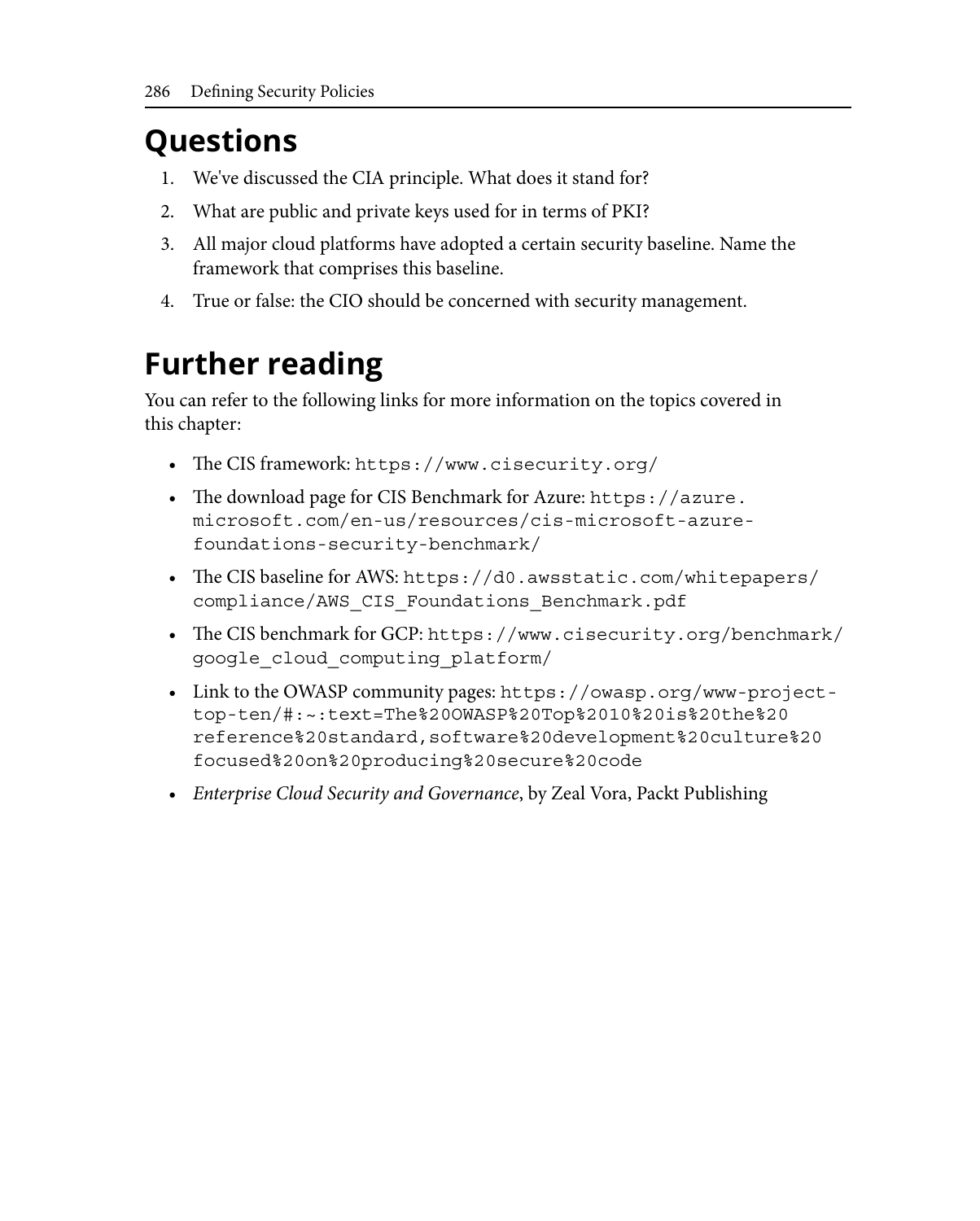## Questions

1. We've discussed the CIA principle. What does it stand for?
2. What are public and private keys used for in terms of PKI?
3. All major cloud platforms have adopted a certain security baseline. Name the framework that comprises this baseline.
4. True or false: the CIO should be concerned with security management.

## Further reading

You can refer to the following links for more information on the topics covered in this chapter:

- The CIS framework: `https://www.cisecurity.org/`
- The download page for CIS Benchmark for Azure: `https://azure.microsoft.com/en-us/resources/cis-microsoft-azure-foundations-security-benchmark/`
- The CIS baseline for AWS: `https://d0.awsstatic.com/whitepapers/compliance/AWS_CIS_Foundations_Benchmark.pdf`
- The CIS benchmark for GCP: `https://www.cisecurity.org/benchmark/google_cloud_computing_platform/`
- Link to the OWASP community pages: `https://owasp.org/www-project-top-ten/#:~:text=The%20OWASP%20Top%2010%20is%20the%20reference%20standard,software%20development%20culture%20focused%20on%20producing%20secure%20code`
- *Enterprise Cloud Security and Governance*, by Zeal Vora, Packt Publishing